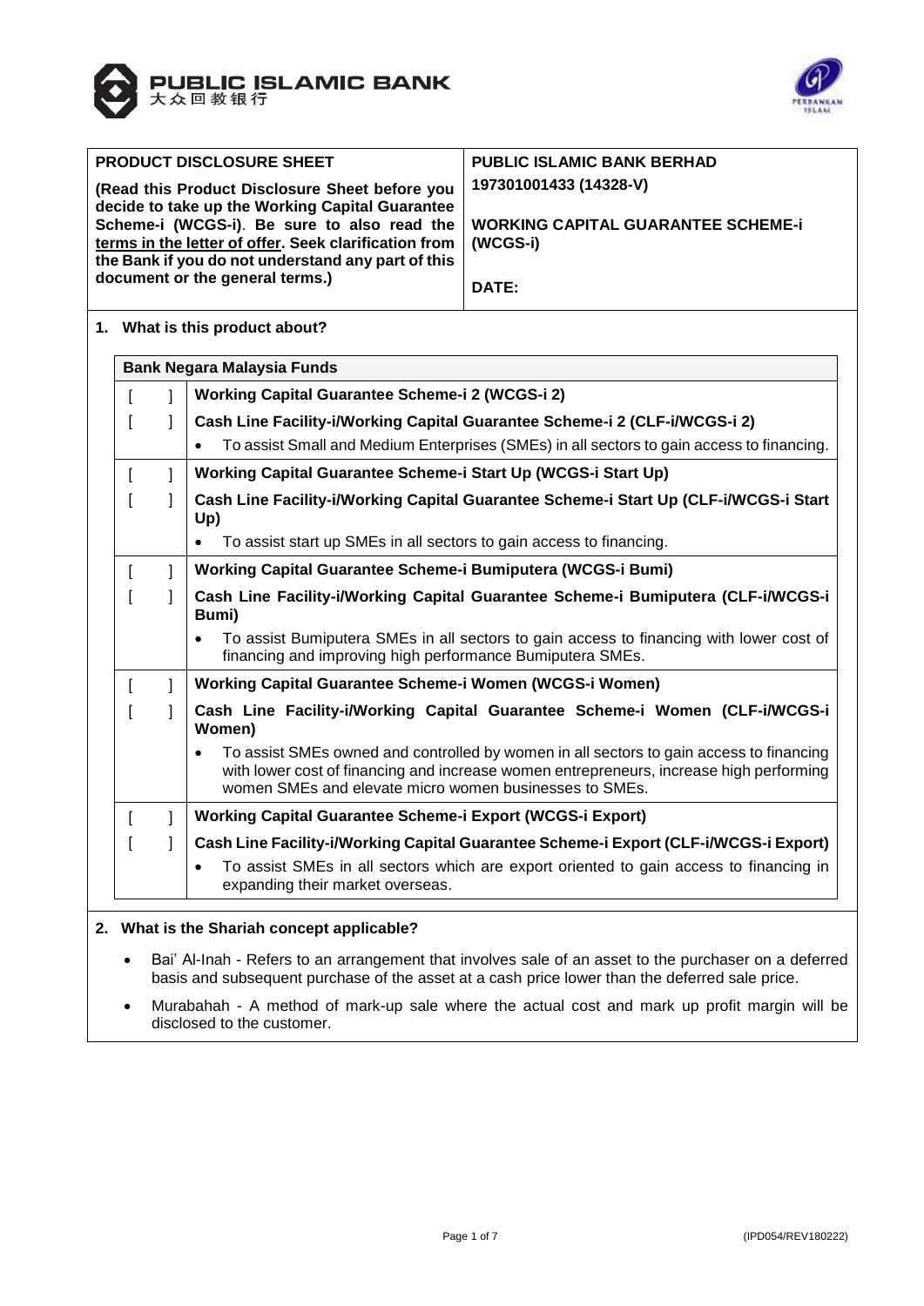PUBLIC ISLAMIC BANK
大众回教银行

| **PRODUCT DISCLOSURE SHEET**<br><br>**(Read this Product Disclosure Sheet before you decide to take up the Working Capital Guarantee Scheme-i (WCGS-i). Be sure to also read the <u>terms in the letter of offer</u>. Seek clarification from the Bank if you do not understand any part of this document or the general terms.)** | **PUBLIC ISLAMIC BANK BERHAD**<br>**197301001433 (14328-V)**<br><br>**WORKING CAPITAL GUARANTEE SCHEME-i (WCGS-i)**<br><br>**DATE:** |
|---|---|

## 1. What is this product about?

| **Bank Negara Malaysia Funds** | |
|---|---|
| [ ] | **Working Capital Guarantee Scheme-i 2 (WCGS-i 2)** |
| [ ] | **Cash Line Facility-i/Working Capital Guarantee Scheme-i 2 (CLF-i/WCGS-i 2)** |
| | • To assist Small and Medium Enterprises (SMEs) in all sectors to gain access to financing. |
| [ ] | **Working Capital Guarantee Scheme-i Start Up (WCGS-i Start Up)** |
| [ ] | **Cash Line Facility-i/Working Capital Guarantee Scheme-i Start Up (CLF-i/WCGS-i Start Up)** |
| | • To assist start up SMEs in all sectors to gain access to financing. |
| [ ] | **Working Capital Guarantee Scheme-i Bumiputera (WCGS-i Bumi)** |
| [ ] | **Cash Line Facility-i/Working Capital Guarantee Scheme-i Bumiputera (CLF-i/WCGS-i Bumi)** |
| | • To assist Bumiputera SMEs in all sectors to gain access to financing with lower cost of financing and improving high performance Bumiputera SMEs. |
| [ ] | **Working Capital Guarantee Scheme-i Women (WCGS-i Women)** |
| [ ] | **Cash Line Facility-i/Working Capital Guarantee Scheme-i Women (CLF-i/WCGS-i Women)** |
| | • To assist SMEs owned and controlled by women in all sectors to gain access to financing with lower cost of financing and increase women entrepreneurs, increase high performing women SMEs and elevate micro women businesses to SMEs. |
| [ ] | **Working Capital Guarantee Scheme-i Export (WCGS-i Export)** |
| [ ] | **Cash Line Facility-i/Working Capital Guarantee Scheme-i Export (CLF-i/WCGS-i Export)** |
| | • To assist SMEs in all sectors which are export oriented to gain access to financing in expanding their market overseas. |

## 2. What is the Shariah concept applicable?

- Bai' Al-Inah - Refers to an arrangement that involves sale of an asset to the purchaser on a deferred basis and subsequent purchase of the asset at a cash price lower than the deferred sale price.
- Murabahah - A method of mark-up sale where the actual cost and mark up profit margin will be disclosed to the customer.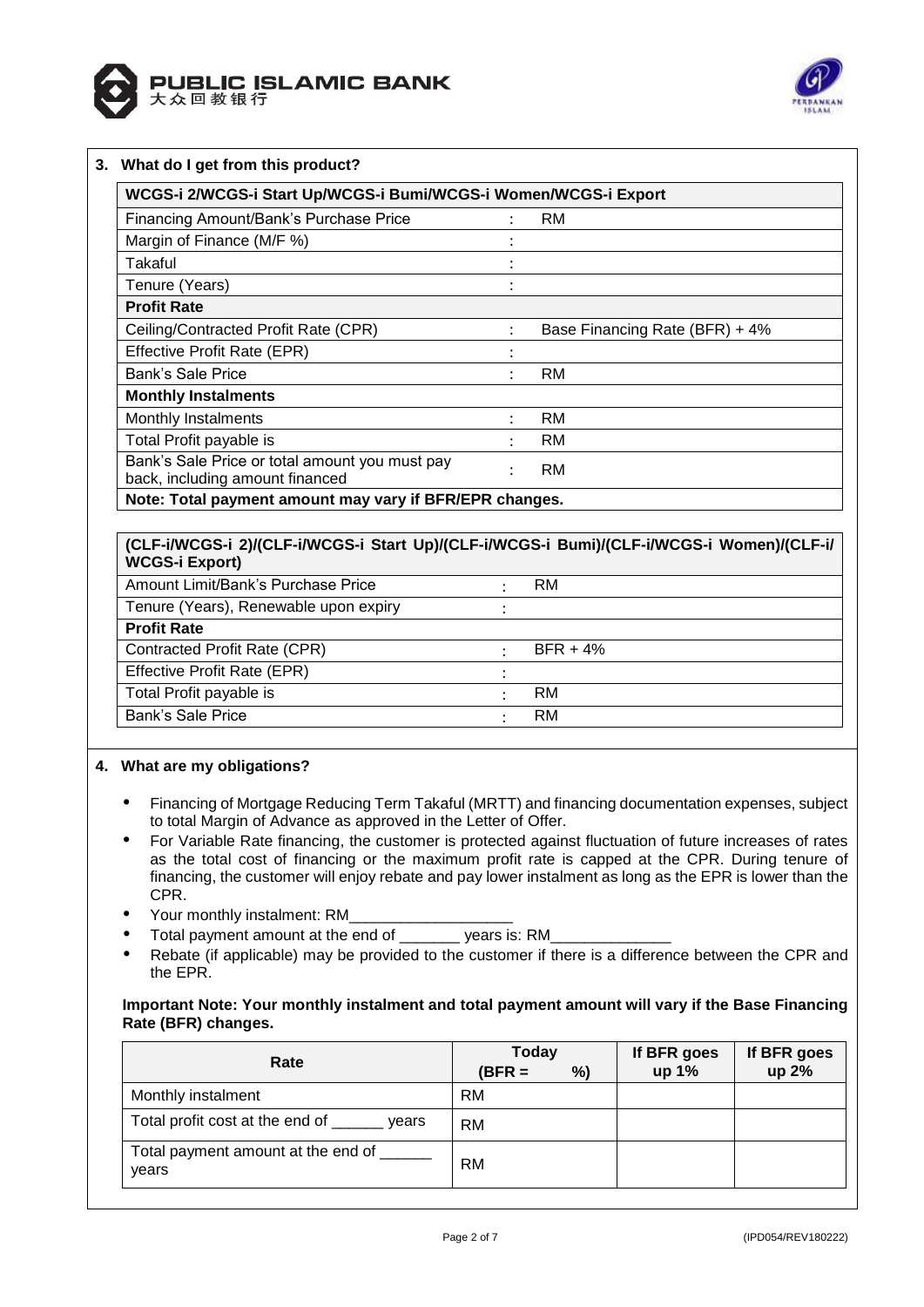## 3. What do I get from this product?

| WCGS-i 2/WCGS-i Start Up/WCGS-i Bumi/WCGS-i Women/WCGS-i Export | | |
|---|---|---|
| Financing Amount/Bank's Purchase Price | : | RM |
| Margin of Finance (M/F %) | : | |
| Takaful | : | |
| Tenure (Years) | : | |
| **Profit Rate** | | |
| Ceiling/Contracted Profit Rate (CPR) | : | Base Financing Rate (BFR) + 4% |
| Effective Profit Rate (EPR) | : | |
| Bank's Sale Price | : | RM |
| **Monthly Instalments** | | |
| Monthly Instalments | : | RM |
| Total Profit payable is | : | RM |
| Bank's Sale Price or total amount you must pay back, including amount financed | : | RM |
| **Note: Total payment amount may vary if BFR/EPR changes.** | | |

| (CLF-i/WCGS-i 2)/(CLF-i/WCGS-i Start Up)/(CLF-i/WCGS-i Bumi)/(CLF-i/WCGS-i Women)/(CLF-i/ WCGS-i Export) | | |
|---|---|---|
| Amount Limit/Bank's Purchase Price | : | RM |
| Tenure (Years), Renewable upon expiry | : | |
| **Profit Rate** | | |
| Contracted Profit Rate (CPR) | : | BFR + 4% |
| Effective Profit Rate (EPR) | : | |
| Total Profit payable is | : | RM |
| Bank's Sale Price | : | RM |

## 4. What are my obligations?

- Financing of Mortgage Reducing Term Takaful (MRTT) and financing documentation expenses, subject to total Margin of Advance as approved in the Letter of Offer.
- For Variable Rate financing, the customer is protected against fluctuation of future increases of rates as the total cost of financing or the maximum profit rate is capped at the CPR. During tenure of financing, the customer will enjoy rebate and pay lower instalment as long as the EPR is lower than the CPR.
- Your monthly instalment: RM___________________
- Total payment amount at the end of _______ years is: RM______________
- Rebate (if applicable) may be provided to the customer if there is a difference between the CPR and the EPR.

**Important Note: Your monthly instalment and total payment amount will vary if the Base Financing Rate (BFR) changes.**

| Rate | Today (BFR = %) | If BFR goes up 1% | If BFR goes up 2% |
|---|---|---|---|
| Monthly instalment | RM | | |
| Total profit cost at the end of ______ years | RM | | |
| Total payment amount at the end of ______ years | RM | | |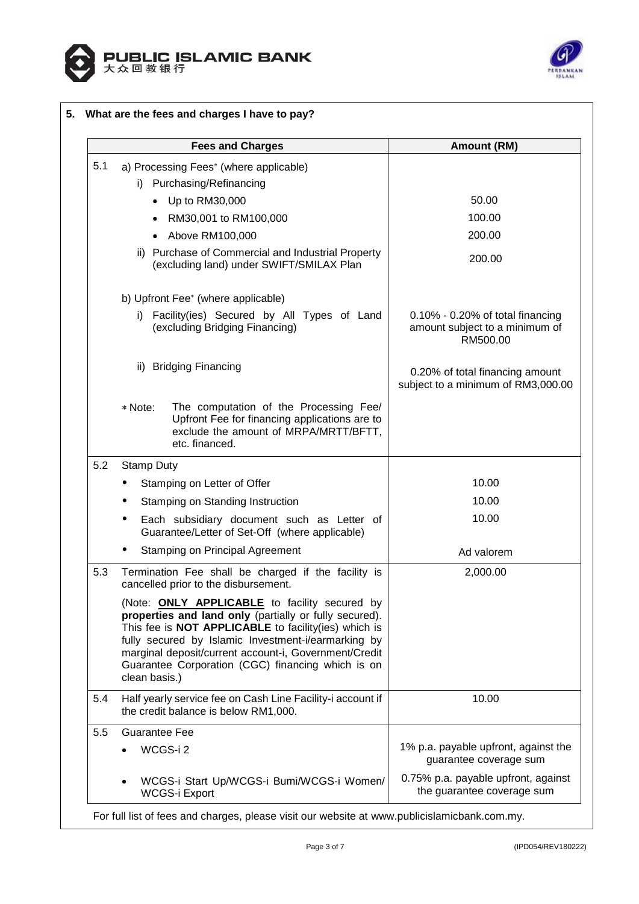## 5. What are the fees and charges I have to pay?

| | Fees and Charges | Amount (RM) |
|---|---|---|
| 5.1 | a) Processing Fees* (where applicable) | |
| | i) Purchasing/Refinancing | |
| | • Up to RM30,000 | 50.00 |
| | • RM30,001 to RM100,000 | 100.00 |
| | • Above RM100,000 | 200.00 |
| | ii) Purchase of Commercial and Industrial Property (excluding land) under SWIFT/SMILAX Plan | 200.00 |
| | b) Upfront Fee* (where applicable) | |
| | i) Facility(ies) Secured by All Types of Land (excluding Bridging Financing) | 0.10% - 0.20% of total financing amount subject to a minimum of RM500.00 |
| | ii) Bridging Financing | 0.20% of total financing amount subject to a minimum of RM3,000.00 |
| | * Note: The computation of the Processing Fee/ Upfront Fee for financing applications are to exclude the amount of MRPA/MRTT/BFTT, etc. financed. | |
| 5.2 | Stamp Duty | |
| | • Stamping on Letter of Offer | 10.00 |
| | • Stamping on Standing Instruction | 10.00 |
| | • Each subsidiary document such as Letter of Guarantee/Letter of Set-Off (where applicable) | 10.00 |
| | • Stamping on Principal Agreement | Ad valorem |
| 5.3 | Termination Fee shall be charged if the facility is cancelled prior to the disbursement.<br><br>(Note: **ONLY APPLICABLE** to facility secured by **properties and land only** (partially or fully secured). This fee is **NOT APPLICABLE** to facility(ies) which is fully secured by Islamic Investment-i/earmarking by marginal deposit/current account-i, Government/Credit Guarantee Corporation (CGC) financing which is on clean basis.) | 2,000.00 |
| 5.4 | Half yearly service fee on Cash Line Facility-i account if the credit balance is below RM1,000. | 10.00 |
| 5.5 | Guarantee Fee | |
| | • WCGS-i 2 | 1% p.a. payable upfront, against the guarantee coverage sum |
| | • WCGS-i Start Up/WCGS-i Bumi/WCGS-i Women/ WCGS-i Export | 0.75% p.a. payable upfront, against the guarantee coverage sum |

For full list of fees and charges, please visit our website at www.publicislamicbank.com.my.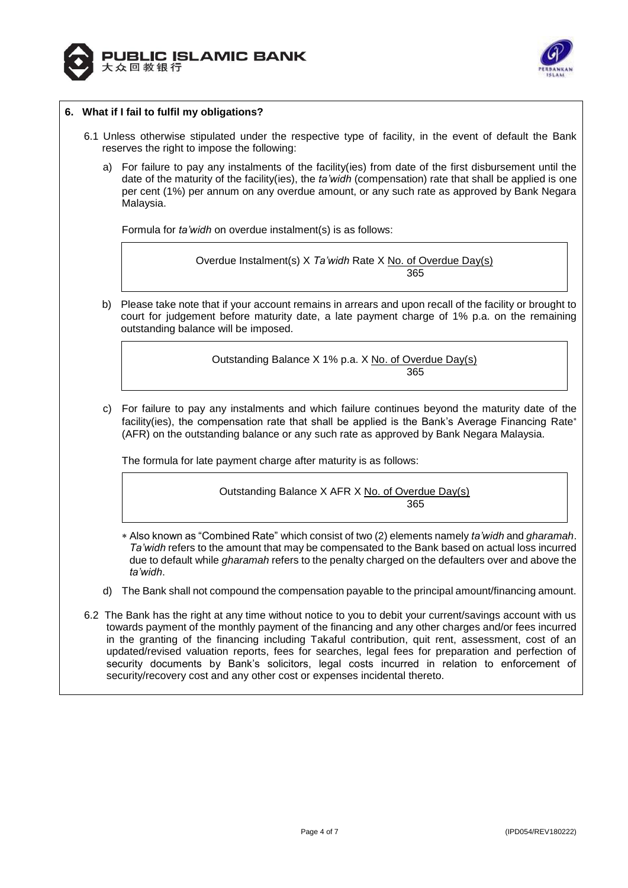## 6. What if I fail to fulfil my obligations?

6.1 Unless otherwise stipulated under the respective type of facility, in the event of default the Bank reserves the right to impose the following:

a) For failure to pay any instalments of the facility(ies) from date of the first disbursement until the date of the maturity of the facility(ies), the *ta'widh* (compensation) rate that shall be applied is one per cent (1%) per annum on any overdue amount, or any such rate as approved by Bank Negara Malaysia.

Formula for *ta'widh* on overdue instalment(s) is as follows:

$$\text{Overdue Instalment(s)} \times \textit{Ta'widh} \text{ Rate} \times \frac{\text{No. of Overdue Day(s)}}{365}$$

b) Please take note that if your account remains in arrears and upon recall of the facility or brought to court for judgement before maturity date, a late payment charge of 1% p.a. on the remaining outstanding balance will be imposed.

$$\text{Outstanding Balance} \times 1\% \text{ p.a.} \times \frac{\text{No. of Overdue Day(s)}}{365}$$

c) For failure to pay any instalments and which failure continues beyond the maturity date of the facility(ies), the compensation rate that shall be applied is the Bank's Average Financing Rate* (AFR) on the outstanding balance or any such rate as approved by Bank Negara Malaysia.

The formula for late payment charge after maturity is as follows:

$$\text{Outstanding Balance} \times \text{AFR} \times \frac{\text{No. of Overdue Day(s)}}{365}$$

\* Also known as "Combined Rate" which consist of two (2) elements namely *ta'widh* and *gharamah*. *Ta'widh* refers to the amount that may be compensated to the Bank based on actual loss incurred due to default while *gharamah* refers to the penalty charged on the defaulters over and above the *ta'widh*.

d) The Bank shall not compound the compensation payable to the principal amount/financing amount.

6.2 The Bank has the right at any time without notice to you to debit your current/savings account with us towards payment of the monthly payment of the financing and any other charges and/or fees incurred in the granting of the financing including Takaful contribution, quit rent, assessment, cost of an updated/revised valuation reports, fees for searches, legal fees for preparation and perfection of security documents by Bank's solicitors, legal costs incurred in relation to enforcement of security/recovery cost and any other cost or expenses incidental thereto.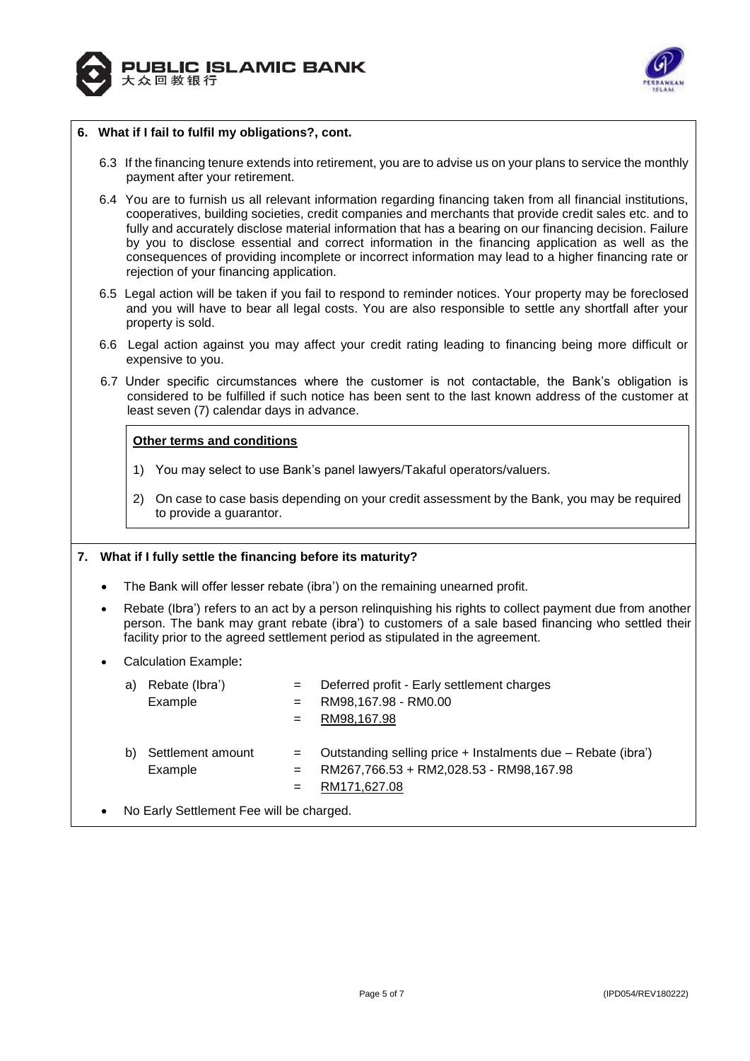## 6. What if I fail to fulfil my obligations?, cont.

6.3 If the financing tenure extends into retirement, you are to advise us on your plans to service the monthly payment after your retirement.

6.4 You are to furnish us all relevant information regarding financing taken from all financial institutions, cooperatives, building societies, credit companies and merchants that provide credit sales etc. and to fully and accurately disclose material information that has a bearing on our financing decision. Failure by you to disclose essential and correct information in the financing application as well as the consequences of providing incomplete or incorrect information may lead to a higher financing rate or rejection of your financing application.

6.5 Legal action will be taken if you fail to respond to reminder notices. Your property may be foreclosed and you will have to bear all legal costs. You are also responsible to settle any shortfall after your property is sold.

6.6 Legal action against you may affect your credit rating leading to financing being more difficult or expensive to you.

6.7 Under specific circumstances where the customer is not contactable, the Bank's obligation is considered to be fulfilled if such notice has been sent to the last known address of the customer at least seven (7) calendar days in advance.

**Other terms and conditions**

1) You may select to use Bank's panel lawyers/Takaful operators/valuers.
2) On case to case basis depending on your credit assessment by the Bank, you may be required to provide a guarantor.

## 7. What if I fully settle the financing before its maturity?

- The Bank will offer lesser rebate (ibra') on the remaining unearned profit.
- Rebate (Ibra') refers to an act by a person relinquishing his rights to collect payment due from another person. The bank may grant rebate (ibra') to customers of a sale based financing who settled their facility prior to the agreed settlement period as stipulated in the agreement.
- Calculation Example:

a) Rebate (Ibra') = Deferred profit - Early settlement charges
   Example = RM98,167.98 - RM0.00
   = RM98,167.98

b) Settlement amount = Outstanding selling price + Instalments due – Rebate (ibra')
   Example = RM267,766.53 + RM2,028.53 - RM98,167.98
   = RM171,627.08

- No Early Settlement Fee will be charged.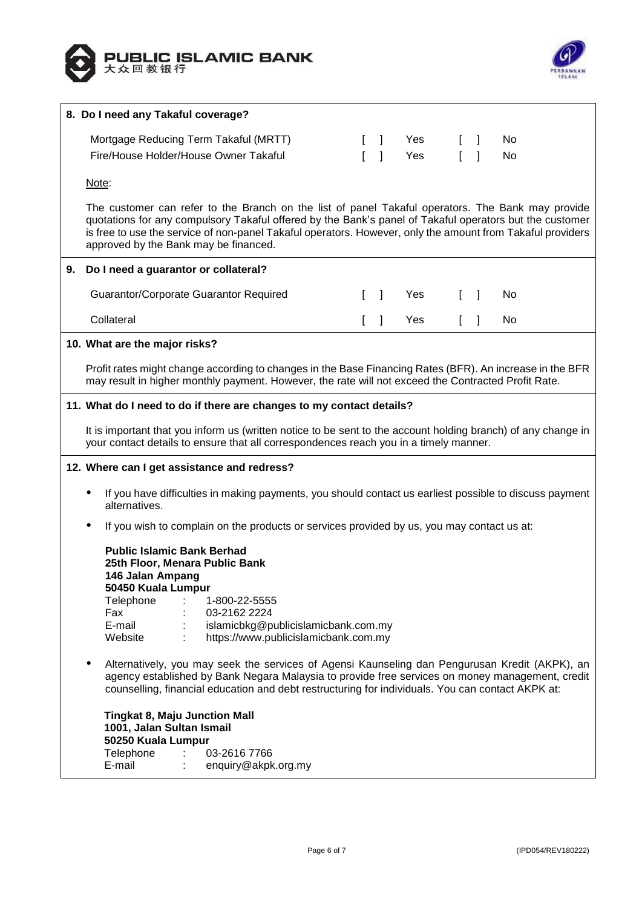## 8. Do I need any Takaful coverage?

| | | | | |
|---|---|---|---|---|
| Mortgage Reducing Term Takaful (MRTT) | [ ] | Yes | [ ] | No |
| Fire/House Holder/House Owner Takaful | [ ] | Yes | [ ] | No |

Note:

The customer can refer to the Branch on the list of panel Takaful operators. The Bank may provide quotations for any compulsory Takaful offered by the Bank's panel of Takaful operators but the customer is free to use the service of non-panel Takaful operators. However, only the amount from Takaful providers approved by the Bank may be financed.

## 9. Do I need a guarantor or collateral?

| | | | | |
|---|---|---|---|---|
| Guarantor/Corporate Guarantor Required | [ ] | Yes | [ ] | No |
| Collateral | [ ] | Yes | [ ] | No |

## 10. What are the major risks?

Profit rates might change according to changes in the Base Financing Rates (BFR). An increase in the BFR may result in higher monthly payment. However, the rate will not exceed the Contracted Profit Rate.

## 11. What do I need to do if there are changes to my contact details?

It is important that you inform us (written notice to be sent to the account holding branch) of any change in your contact details to ensure that all correspondences reach you in a timely manner.

## 12. Where can I get assistance and redress?

- If you have difficulties in making payments, you should contact us earliest possible to discuss payment alternatives.
- If you wish to complain on the products or services provided by us, you may contact us at:

  **Public Islamic Bank Berhad**
  **25th Floor, Menara Public Bank**
  **146 Jalan Ampang**
  **50450 Kuala Lumpur**
  Telephone : 1-800-22-5555
  Fax : 03-2162 2224
  E-mail : islamicbkg@publicislamicbank.com.my
  Website : https://www.publicislamicbank.com.my

- Alternatively, you may seek the services of Agensi Kaunseling dan Pengurusan Kredit (AKPK), an agency established by Bank Negara Malaysia to provide free services on money management, credit counselling, financial education and debt restructuring for individuals. You can contact AKPK at:

  **Tingkat 8, Maju Junction Mall**
  **1001, Jalan Sultan Ismail**
  **50250 Kuala Lumpur**
  Telephone : 03-2616 7766
  E-mail : enquiry@akpk.org.my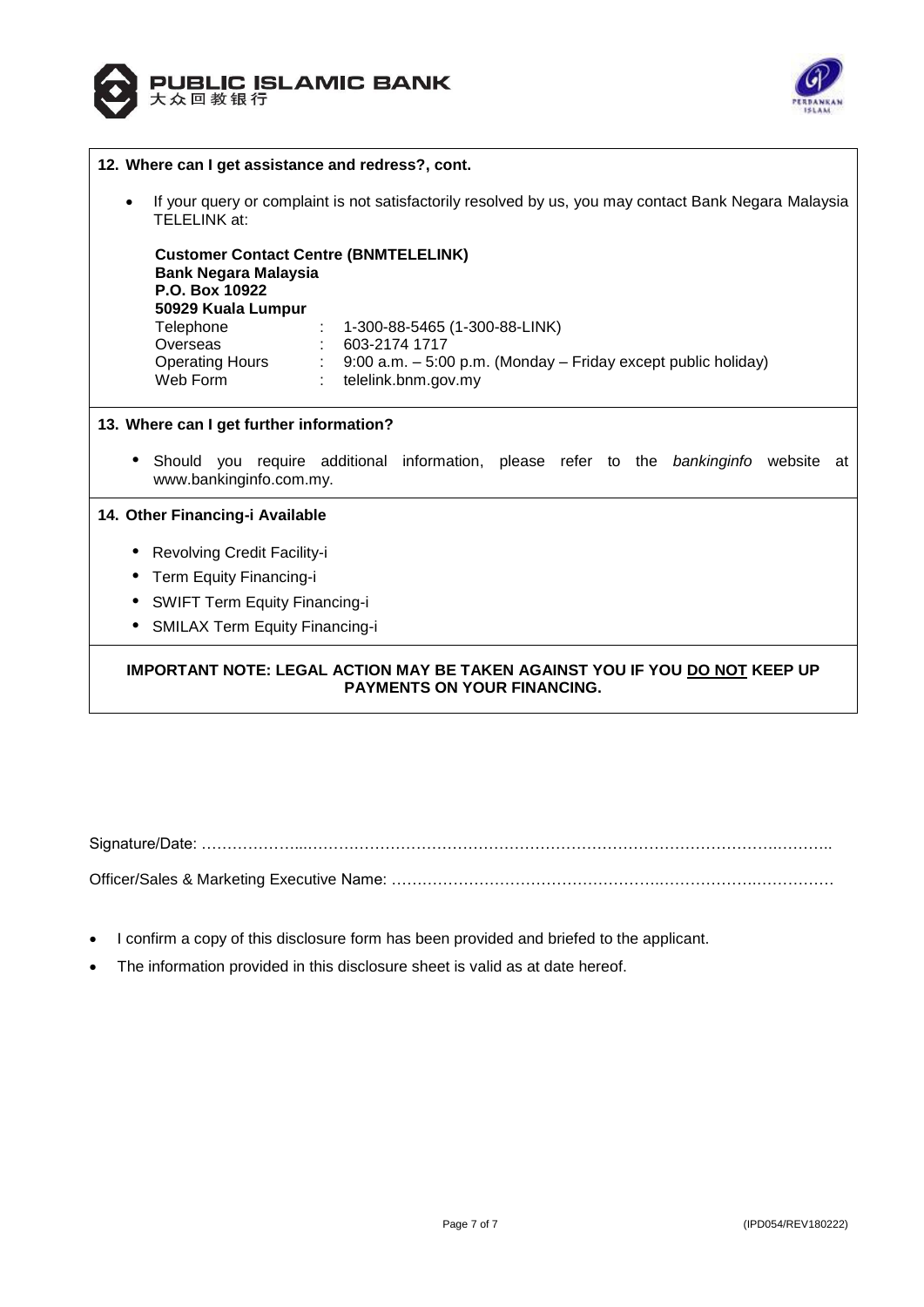## 12. Where can I get assistance and redress?, cont.

- If your query or complaint is not satisfactorily resolved by us, you may contact Bank Negara Malaysia TELELINK at:

  **Customer Contact Centre (BNMTELELINK)**
  **Bank Negara Malaysia**
  **P.O. Box 10922**
  **50929 Kuala Lumpur**

  | | | |
  |---|---|---|
  | Telephone | : | 1-300-88-5465 (1-300-88-LINK) |
  | Overseas | : | 603-2174 1717 |
  | Operating Hours | : | 9:00 a.m. – 5:00 p.m. (Monday – Friday except public holiday) |
  | Web Form | : | telelink.bnm.gov.my |

## 13. Where can I get further information?

- Should you require additional information, please refer to the *bankinginfo* website at www.bankinginfo.com.my.

## 14. Other Financing-i Available

- Revolving Credit Facility-i
- Term Equity Financing-i
- SWIFT Term Equity Financing-i
- SMILAX Term Equity Financing-i

**IMPORTANT NOTE: LEGAL ACTION MAY BE TAKEN AGAINST YOU IF YOU <u>DO NOT</u> KEEP UP PAYMENTS ON YOUR FINANCING.**

Signature/Date: ……………………………………………………………………………………………………

Officer/Sales & Marketing Executive Name: ……………………………………………………………………

- I confirm a copy of this disclosure form has been provided and briefed to the applicant.
- The information provided in this disclosure sheet is valid as at date hereof.

(IPD054/REV180222)